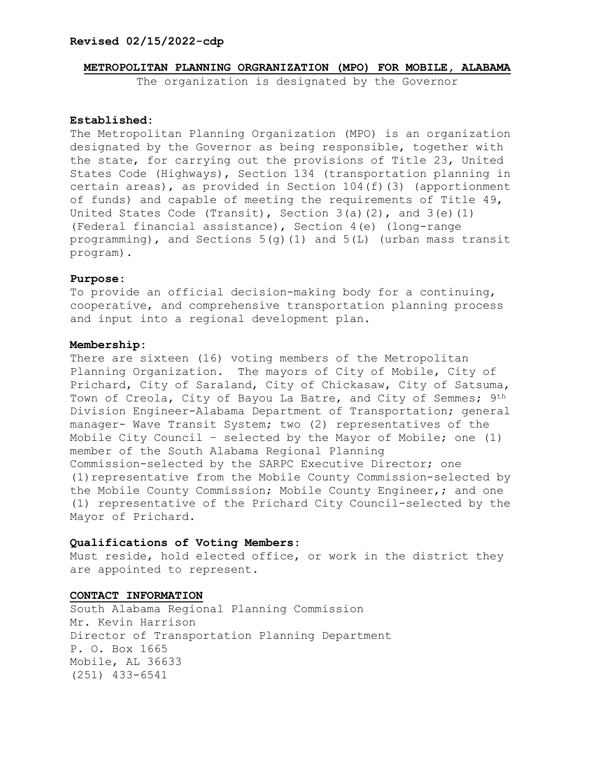**Revised 02/15/2022-cdp**

## METROPOLITAN PLANNING ORGRANIZATION (MPO) FOR MOBILE, ALABAMA

The organization is designated by the Governor

**Established:**
The Metropolitan Planning Organization (MPO) is an organization designated by the Governor as being responsible, together with the state, for carrying out the provisions of Title 23, United States Code (Highways), Section 134 (transportation planning in certain areas), as provided in Section 104(f)(3) (apportionment of funds) and capable of meeting the requirements of Title 49, United States Code (Transit), Section 3(a)(2), and 3(e)(1) (Federal financial assistance), Section 4(e) (long-range programming), and Sections 5(g)(1) and 5(L) (urban mass transit program).

**Purpose:**
To provide an official decision-making body for a continuing, cooperative, and comprehensive transportation planning process and input into a regional development plan.

**Membership:**
There are sixteen (16) voting members of the Metropolitan Planning Organization. The mayors of City of Mobile, City of Prichard, City of Saraland, City of Chickasaw, City of Satsuma, Town of Creola, City of Bayou La Batre, and City of Semmes; 9th Division Engineer-Alabama Department of Transportation; general manager- Wave Transit System; two (2) representatives of the Mobile City Council – selected by the Mayor of Mobile; one (1) member of the South Alabama Regional Planning Commission-selected by the SARPC Executive Director; one (1) representative from the Mobile County Commission-selected by the Mobile County Commission; Mobile County Engineer,; and one (1) representative of the Prichard City Council-selected by the Mayor of Prichard.

**Qualifications of Voting Members:**
Must reside, hold elected office, or work in the district they are appointed to represent.

**CONTACT INFORMATION**

South Alabama Regional Planning Commission
Mr. Kevin Harrison
Director of Transportation Planning Department
P. O. Box 1665
Mobile, AL 36633
(251) 433-6541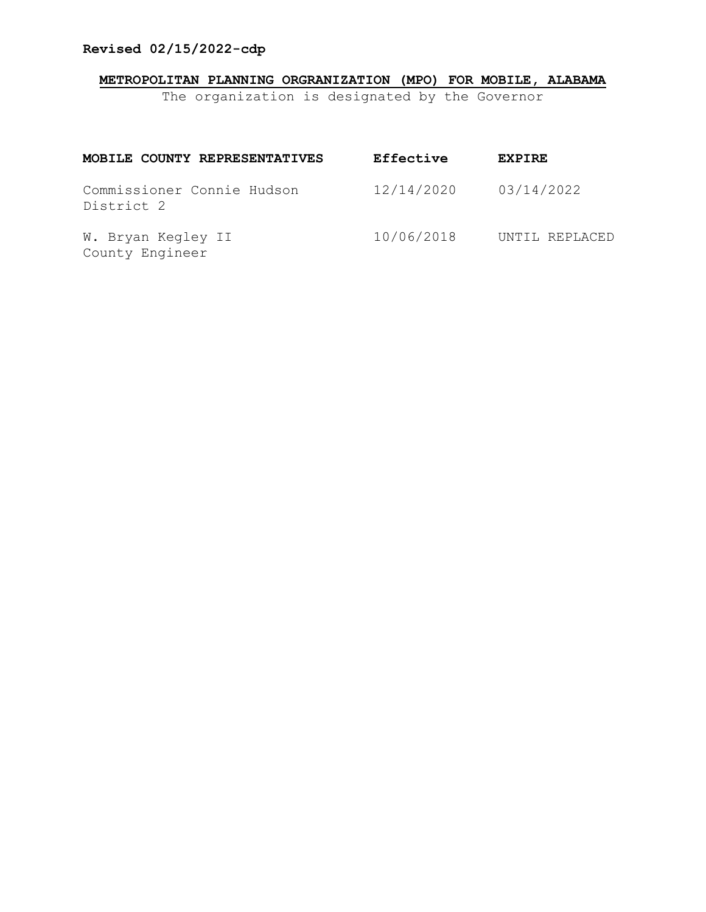**Revised 02/15/2022-cdp**

**METROPOLITAN PLANNING ORGRANIZATION (MPO) FOR MOBILE, ALABAMA**

The organization is designated by the Governor

| MOBILE COUNTY REPRESENTATIVES | Effective | EXPIRE |
|---|---|---|
| Commissioner Connie Hudson<br>District 2 | 12/14/2020 | 03/14/2022 |
| W. Bryan Kegley II<br>County Engineer | 10/06/2018 | UNTIL REPLACED |